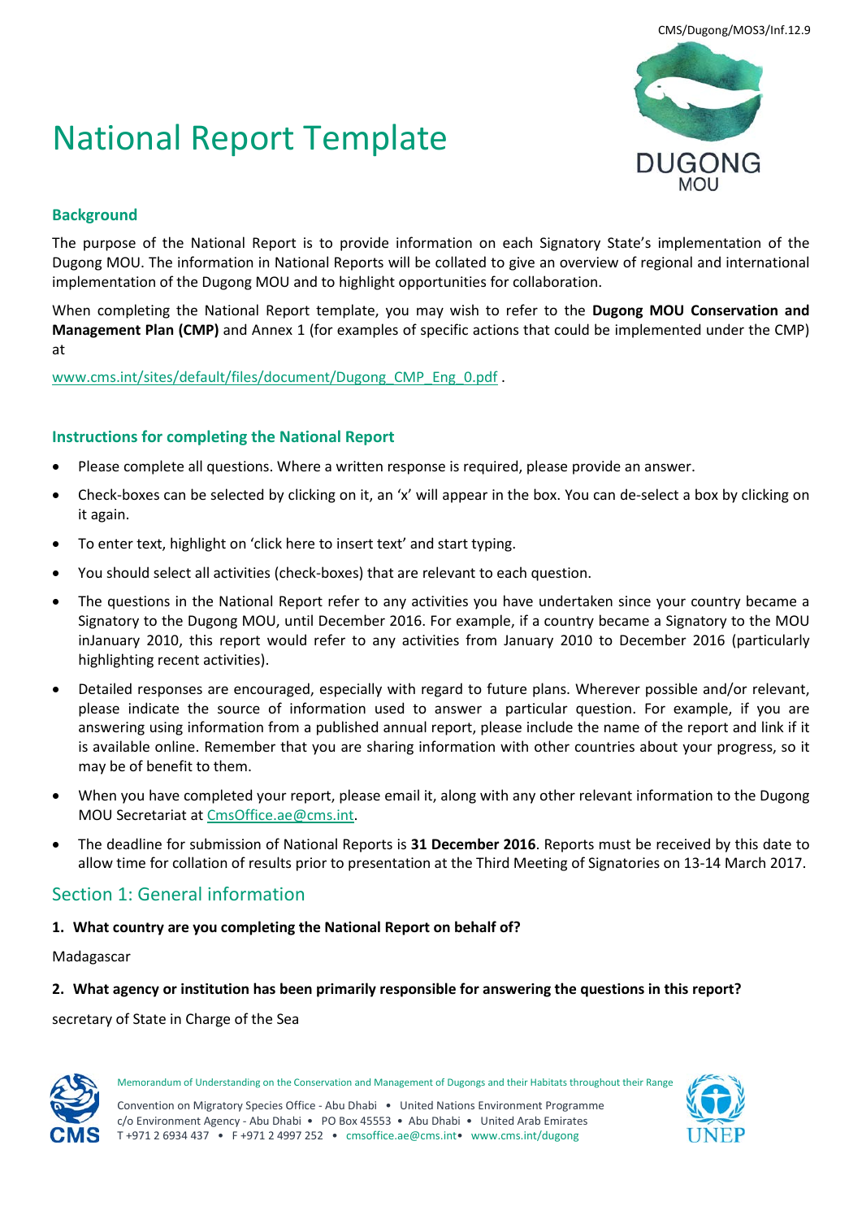CMS/Dugong/MOS3/Inf.12.9

# National Report Template

### Background

The purpose of the National Report is to provide information on each Signatory State's implementation of the Dugong MOU. The information in National Reports will be collated to give an overview of regional and international implementation of the Dugong MOU and to highlight opportunities for collaboration.

When completing the National Report template, you may wish to refer to the **Dugong MOU Conservation and Management Plan (CMP)** and Annex 1 (for examples of specific actions that could be implemented under the CMP) at

www.cms.int/sites/default/files/document/Dugong_CMP_Eng_0.pdf .

### Instructions for completing the National Report

- Please complete all questions. Where a written response is required, please provide an answer.
- Check-boxes can be selected by clicking on it, an 'x' will appear in the box. You can de-select a box by clicking on it again.
- To enter text, highlight on 'click here to insert text' and start typing.
- You should select all activities (check-boxes) that are relevant to each question.
- The questions in the National Report refer to any activities you have undertaken since your country became a Signatory to the Dugong MOU, until December 2016. For example, if a country became a Signatory to the MOU inJanuary 2010, this report would refer to any activities from January 2010 to December 2016 (particularly highlighting recent activities).
- Detailed responses are encouraged, especially with regard to future plans. Wherever possible and/or relevant, please indicate the source of information used to answer a particular question. For example, if you are answering using information from a published annual report, please include the name of the report and link if it is available online. Remember that you are sharing information with other countries about your progress, so it may be of benefit to them.
- When you have completed your report, please email it, along with any other relevant information to the Dugong MOU Secretariat at CmsOffice.ae@cms.int.
- The deadline for submission of National Reports is **31 December 2016**. Reports must be received by this date to allow time for collation of results prior to presentation at the Third Meeting of Signatories on 13-14 March 2017.

## Section 1: General information

**1. What country are you completing the National Report on behalf of?**

Madagascar

**2. What agency or institution has been primarily responsible for answering the questions in this report?**

secretary of State in Charge of the Sea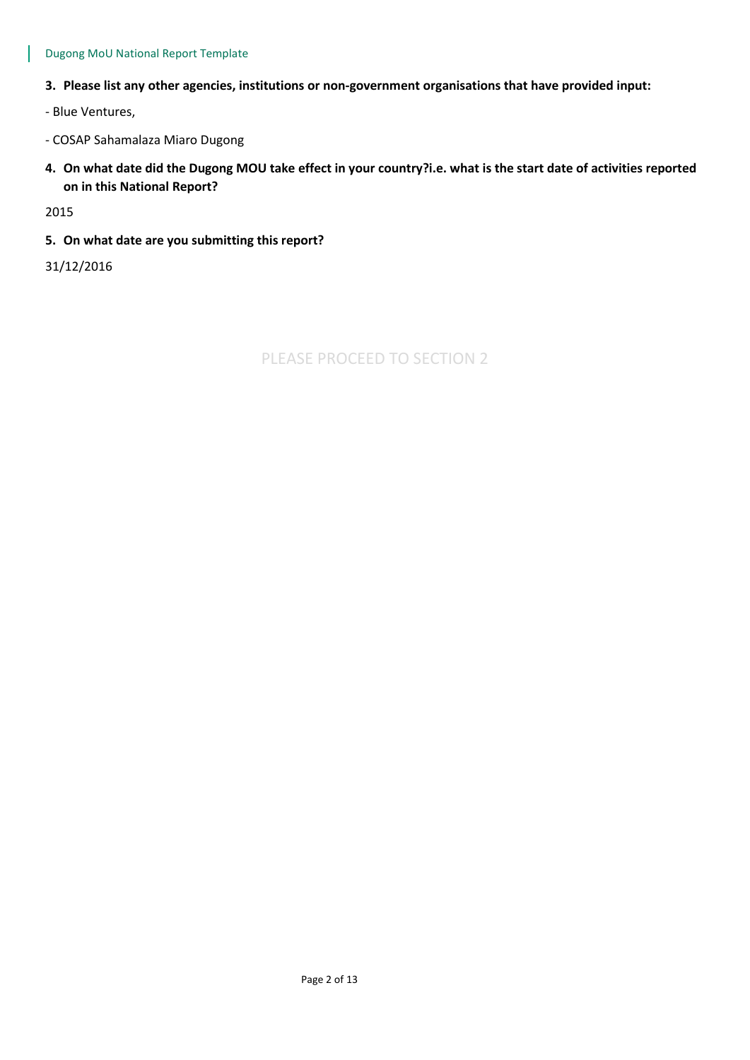3. **Please list any other agencies, institutions or non-government organisations that have provided input:**

- Blue Ventures,

- COSAP Sahamalaza Miaro Dugong

4. **On what date did the Dugong MOU take effect in your country?i.e. what is the start date of activities reported on in this National Report?**

2015

5. **On what date are you submitting this report?**

31/12/2016

PLEASE PROCEED TO SECTION 2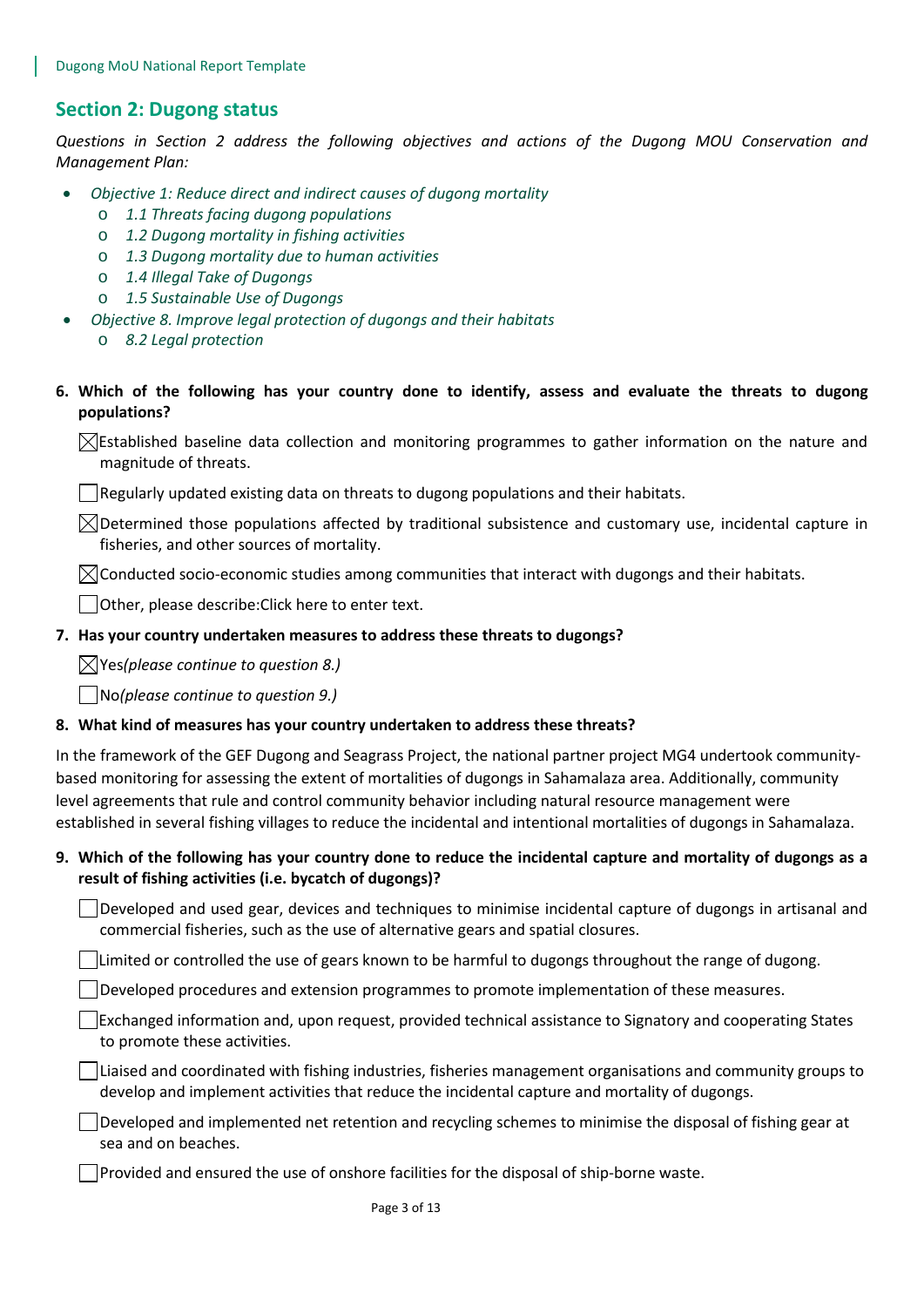## Section 2: Dugong status

*Questions in Section 2 address the following objectives and actions of the Dugong MOU Conservation and Management Plan:*

- *Objective 1: Reduce direct and indirect causes of dugong mortality*
  - *1.1 Threats facing dugong populations*
  - *1.2 Dugong mortality in fishing activities*
  - *1.3 Dugong mortality due to human activities*
  - *1.4 Illegal Take of Dugongs*
  - *1.5 Sustainable Use of Dugongs*
- *Objective 8. Improve legal protection of dugongs and their habitats*
  - *8.2 Legal protection*

**6. Which of the following has your country done to identify, assess and evaluate the threats to dugong populations?**

☒ Established baseline data collection and monitoring programmes to gather information on the nature and magnitude of threats.

☐ Regularly updated existing data on threats to dugong populations and their habitats.

☒ Determined those populations affected by traditional subsistence and customary use, incidental capture in fisheries, and other sources of mortality.

☒ Conducted socio-economic studies among communities that interact with dugongs and their habitats.

☐ Other, please describe:Click here to enter text.

**7. Has your country undertaken measures to address these threats to dugongs?**

☒ Yes*(please continue to question 8.)*

☐ No*(please continue to question 9.)*

**8. What kind of measures has your country undertaken to address these threats?**

In the framework of the GEF Dugong and Seagrass Project, the national partner project MG4 undertook community-based monitoring for assessing the extent of mortalities of dugongs in Sahamalaza area. Additionally, community level agreements that rule and control community behavior including natural resource management were established in several fishing villages to reduce the incidental and intentional mortalities of dugongs in Sahamalaza.

**9. Which of the following has your country done to reduce the incidental capture and mortality of dugongs as a result of fishing activities (i.e. bycatch of dugongs)?**

☐ Developed and used gear, devices and techniques to minimise incidental capture of dugongs in artisanal and commercial fisheries, such as the use of alternative gears and spatial closures.

☐ Limited or controlled the use of gears known to be harmful to dugongs throughout the range of dugong.

☐ Developed procedures and extension programmes to promote implementation of these measures.

☐ Exchanged information and, upon request, provided technical assistance to Signatory and cooperating States to promote these activities.

☐ Liaised and coordinated with fishing industries, fisheries management organisations and community groups to develop and implement activities that reduce the incidental capture and mortality of dugongs.

☐ Developed and implemented net retention and recycling schemes to minimise the disposal of fishing gear at sea and on beaches.

☐ Provided and ensured the use of onshore facilities for the disposal of ship-borne waste.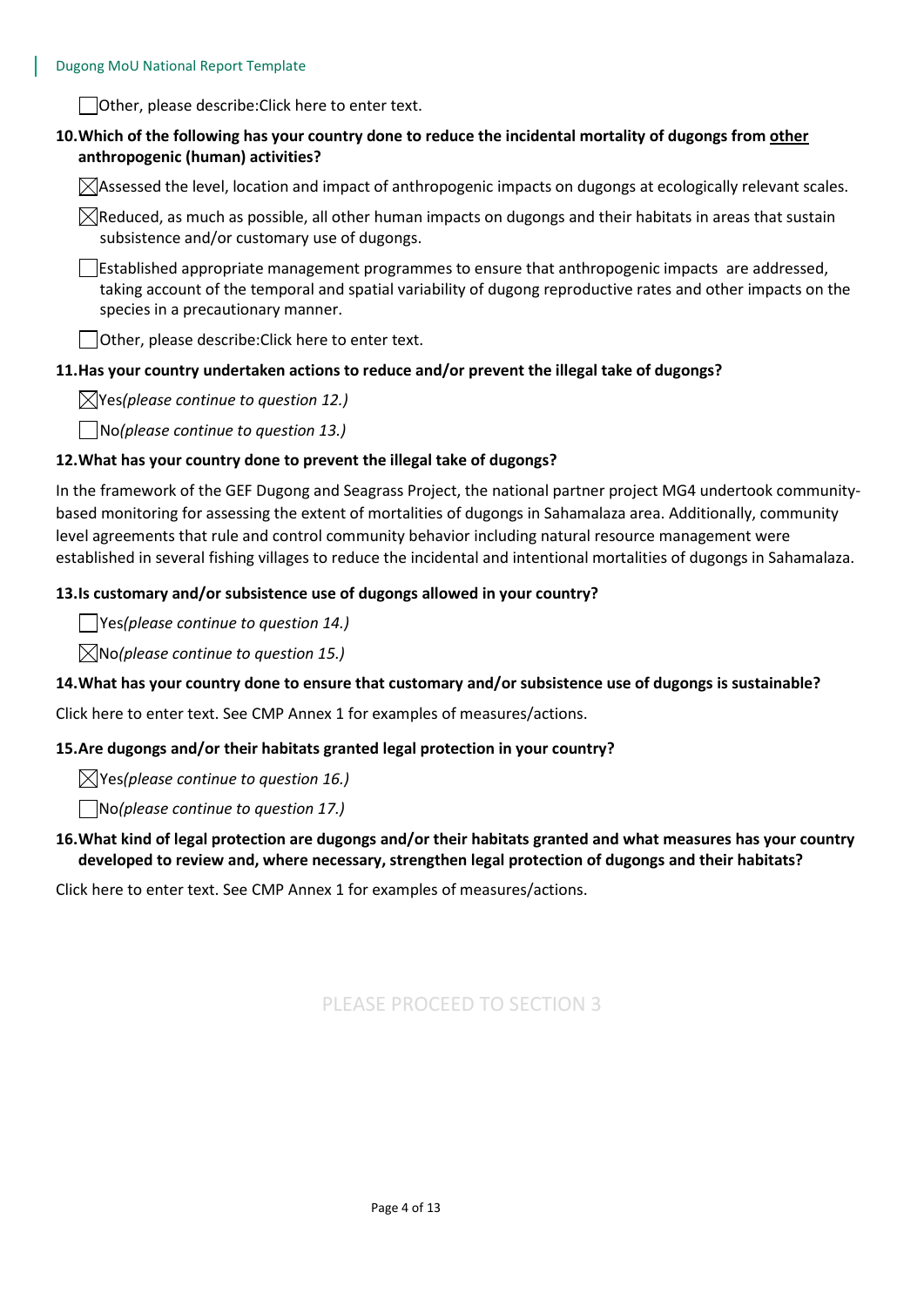☐Other, please describe:Click here to enter text.

**10. Which of the following has your country done to reduce the incidental mortality of dugongs from <u>other</u> anthropogenic (human) activities?**

☒Assessed the level, location and impact of anthropogenic impacts on dugongs at ecologically relevant scales.

☒Reduced, as much as possible, all other human impacts on dugongs and their habitats in areas that sustain subsistence and/or customary use of dugongs.

☐Established appropriate management programmes to ensure that anthropogenic impacts are addressed, taking account of the temporal and spatial variability of dugong reproductive rates and other impacts on the species in a precautionary manner.

☐Other, please describe:Click here to enter text.

**11. Has your country undertaken actions to reduce and/or prevent the illegal take of dugongs?**

☒Yes*(please continue to question 12.)*

☐No*(please continue to question 13.)*

**12. What has your country done to prevent the illegal take of dugongs?**

In the framework of the GEF Dugong and Seagrass Project, the national partner project MG4 undertook community-based monitoring for assessing the extent of mortalities of dugongs in Sahamalaza area. Additionally, community level agreements that rule and control community behavior including natural resource management were established in several fishing villages to reduce the incidental and intentional mortalities of dugongs in Sahamalaza.

**13. Is customary and/or subsistence use of dugongs allowed in your country?**

☐Yes*(please continue to question 14.)*

☒No*(please continue to question 15.)*

**14. What has your country done to ensure that customary and/or subsistence use of dugongs is sustainable?**

Click here to enter text. See CMP Annex 1 for examples of measures/actions.

**15. Are dugongs and/or their habitats granted legal protection in your country?**

☒Yes*(please continue to question 16.)*

☐No*(please continue to question 17.)*

**16. What kind of legal protection are dugongs and/or their habitats granted and what measures has your country developed to review and, where necessary, strengthen legal protection of dugongs and their habitats?**

Click here to enter text. See CMP Annex 1 for examples of measures/actions.

PLEASE PROCEED TO SECTION 3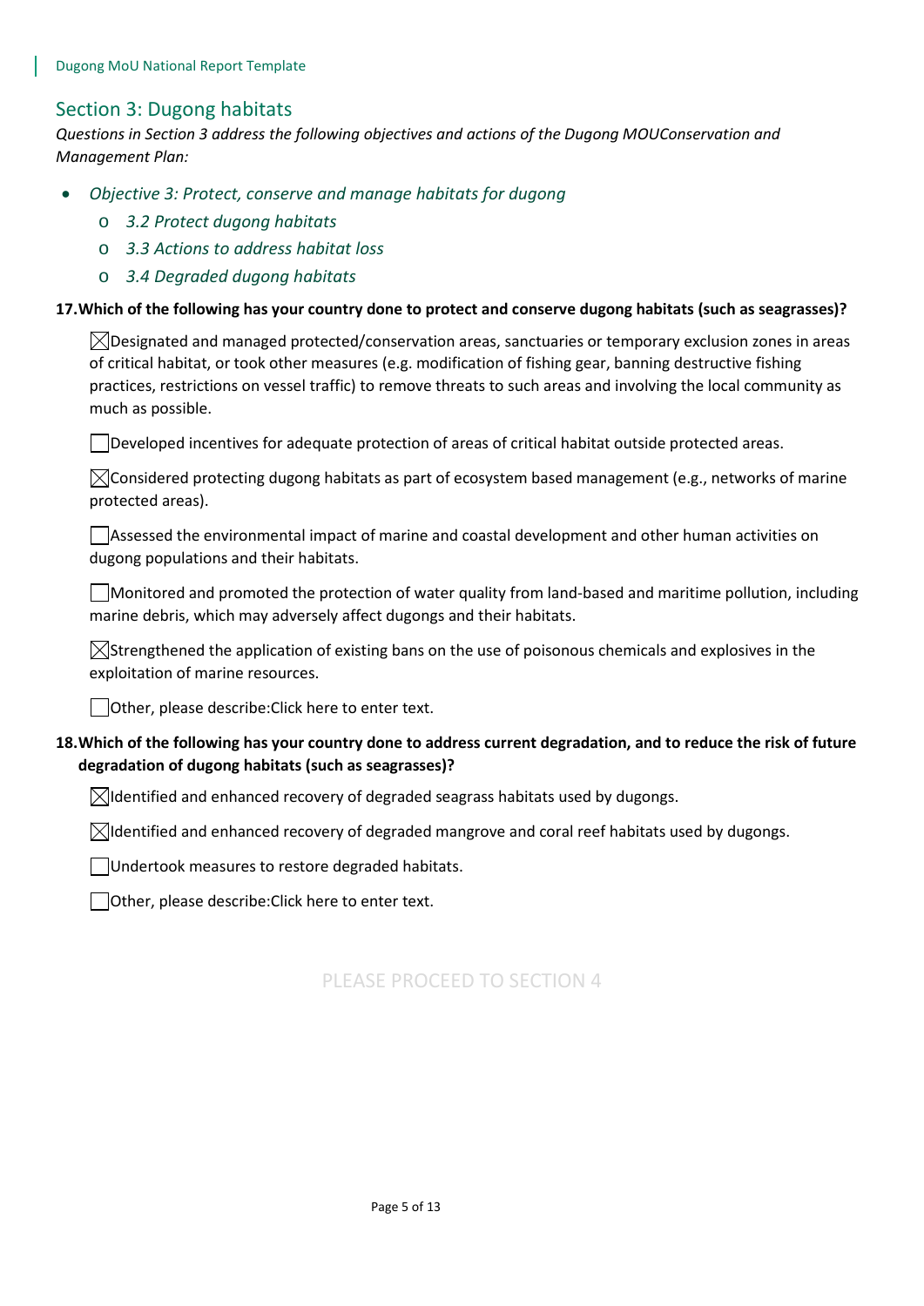## Section 3: Dugong habitats

*Questions in Section 3 address the following objectives and actions of the Dugong MOUConservation and Management Plan:*

- *Objective 3: Protect, conserve and manage habitats for dugong*
  - *3.2 Protect dugong habitats*
  - *3.3 Actions to address habitat loss*
  - *3.4 Degraded dugong habitats*

**17. Which of the following has your country done to protect and conserve dugong habitats (such as seagrasses)?**

☒ Designated and managed protected/conservation areas, sanctuaries or temporary exclusion zones in areas of critical habitat, or took other measures (e.g. modification of fishing gear, banning destructive fishing practices, restrictions on vessel traffic) to remove threats to such areas and involving the local community as much as possible.

☐ Developed incentives for adequate protection of areas of critical habitat outside protected areas.

☒ Considered protecting dugong habitats as part of ecosystem based management (e.g., networks of marine protected areas).

☐ Assessed the environmental impact of marine and coastal development and other human activities on dugong populations and their habitats.

☐ Monitored and promoted the protection of water quality from land-based and maritime pollution, including marine debris, which may adversely affect dugongs and their habitats.

☒ Strengthened the application of existing bans on the use of poisonous chemicals and explosives in the exploitation of marine resources.

☐ Other, please describe:Click here to enter text.

**18. Which of the following has your country done to address current degradation, and to reduce the risk of future degradation of dugong habitats (such as seagrasses)?**

☒ Identified and enhanced recovery of degraded seagrass habitats used by dugongs.

☒ Identified and enhanced recovery of degraded mangrove and coral reef habitats used by dugongs.

☐ Undertook measures to restore degraded habitats.

☐ Other, please describe:Click here to enter text.

PLEASE PROCEED TO SECTION 4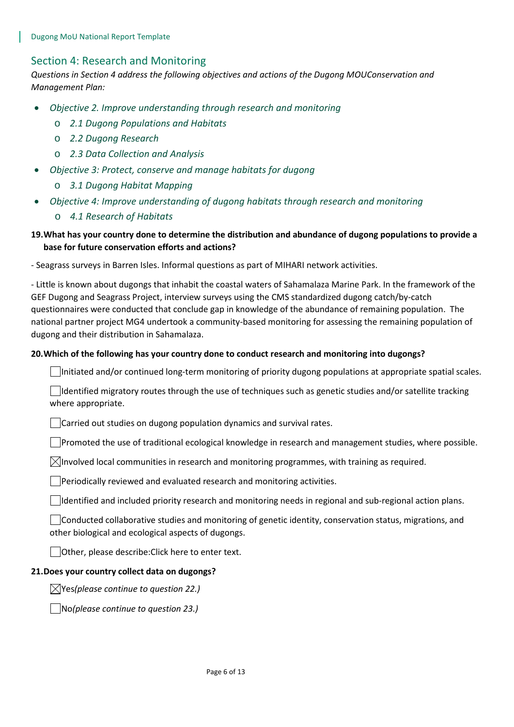## Section 4: Research and Monitoring

*Questions in Section 4 address the following objectives and actions of the Dugong MOUConservation and Management Plan:*

- *Objective 2. Improve understanding through research and monitoring*
  - *2.1 Dugong Populations and Habitats*
  - *2.2 Dugong Research*
  - *2.3 Data Collection and Analysis*
- *Objective 3: Protect, conserve and manage habitats for dugong*
  - *3.1 Dugong Habitat Mapping*
- *Objective 4: Improve understanding of dugong habitats through research and monitoring*
  - *4.1 Research of Habitats*

**19. What has your country done to determine the distribution and abundance of dugong populations to provide a base for future conservation efforts and actions?**

- Seagrass surveys in Barren Isles. Informal questions as part of MIHARI network activities.

- Little is known about dugongs that inhabit the coastal waters of Sahamalaza Marine Park. In the framework of the GEF Dugong and Seagrass Project, interview surveys using the CMS standardized dugong catch/by-catch questionnaires were conducted that conclude gap in knowledge of the abundance of remaining population. The national partner project MG4 undertook a community-based monitoring for assessing the remaining population of dugong and their distribution in Sahamalaza.

**20. Which of the following has your country done to conduct research and monitoring into dugongs?**

☐ Initiated and/or continued long-term monitoring of priority dugong populations at appropriate spatial scales.

☐ Identified migratory routes through the use of techniques such as genetic studies and/or satellite tracking where appropriate.

☐ Carried out studies on dugong population dynamics and survival rates.

☐ Promoted the use of traditional ecological knowledge in research and management studies, where possible.

☒ Involved local communities in research and monitoring programmes, with training as required.

☐ Periodically reviewed and evaluated research and monitoring activities.

☐ Identified and included priority research and monitoring needs in regional and sub-regional action plans.

☐ Conducted collaborative studies and monitoring of genetic identity, conservation status, migrations, and other biological and ecological aspects of dugongs.

☐ Other, please describe:Click here to enter text.

**21. Does your country collect data on dugongs?**

☒ Yes*(please continue to question 22.)*

☐ No*(please continue to question 23.)*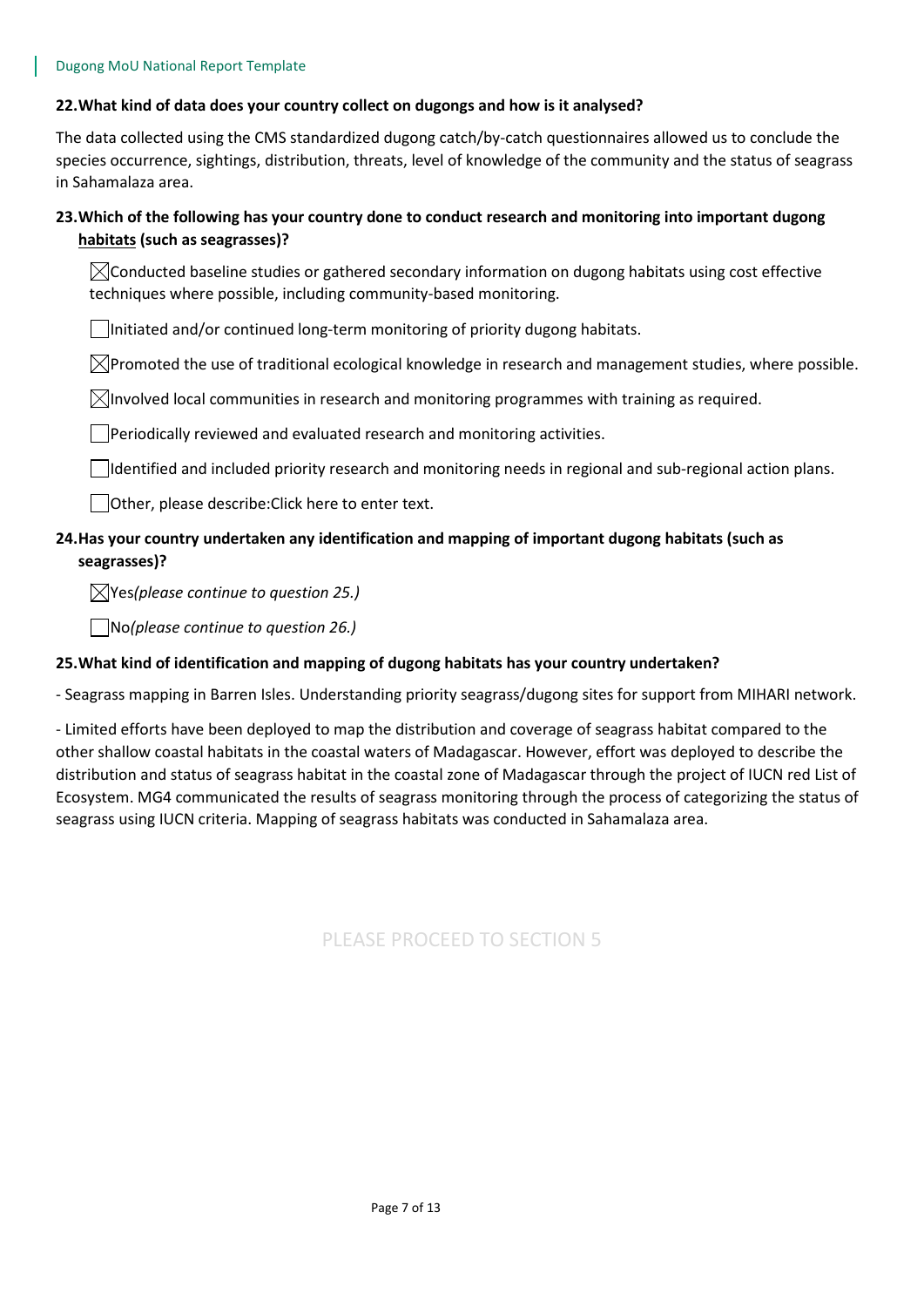**22. What kind of data does your country collect on dugongs and how is it analysed?**

The data collected using the CMS standardized dugong catch/by-catch questionnaires allowed us to conclude the species occurrence, sightings, distribution, threats, level of knowledge of the community and the status of seagrass in Sahamalaza area.

**23. Which of the following has your country done to conduct research and monitoring into important dugong habitats (such as seagrasses)?**

- [x] Conducted baseline studies or gathered secondary information on dugong habitats using cost effective techniques where possible, including community-based monitoring.
- [ ] Initiated and/or continued long-term monitoring of priority dugong habitats.
- [x] Promoted the use of traditional ecological knowledge in research and management studies, where possible.
- [x] Involved local communities in research and monitoring programmes with training as required.
- [ ] Periodically reviewed and evaluated research and monitoring activities.
- [ ] Identified and included priority research and monitoring needs in regional and sub-regional action plans.
- [ ] Other, please describe:Click here to enter text.

**24. Has your country undertaken any identification and mapping of important dugong habitats (such as seagrasses)?**

- [x] Yes *(please continue to question 25.)*
- [ ] No *(please continue to question 26.)*

**25. What kind of identification and mapping of dugong habitats has your country undertaken?**

- Seagrass mapping in Barren Isles. Understanding priority seagrass/dugong sites for support from MIHARI network.

- Limited efforts have been deployed to map the distribution and coverage of seagrass habitat compared to the other shallow coastal habitats in the coastal waters of Madagascar. However, effort was deployed to describe the distribution and status of seagrass habitat in the coastal zone of Madagascar through the project of IUCN red List of Ecosystem. MG4 communicated the results of seagrass monitoring through the process of categorizing the status of seagrass using IUCN criteria. Mapping of seagrass habitats was conducted in Sahamalaza area.

PLEASE PROCEED TO SECTION 5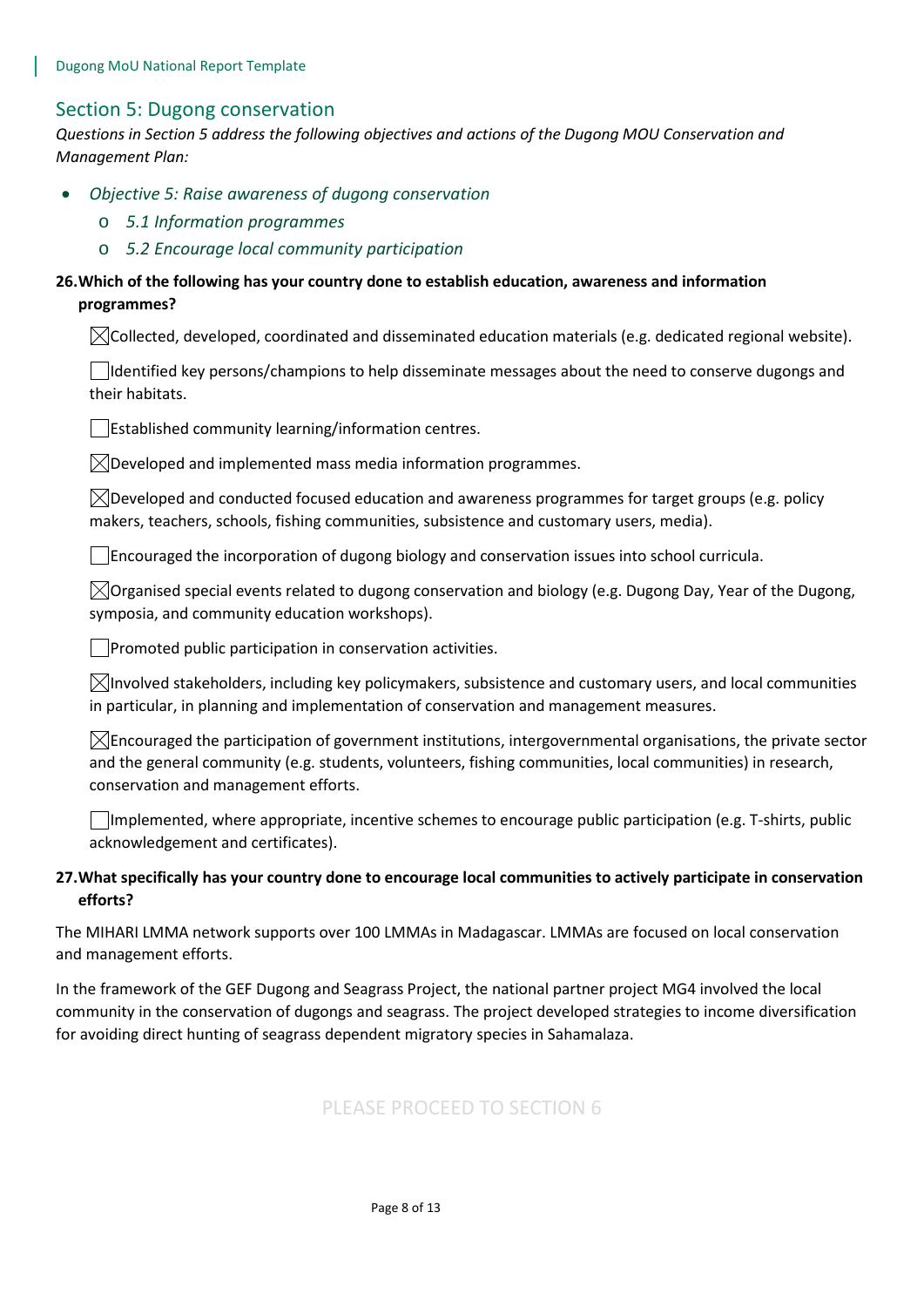## Section 5: Dugong conservation

*Questions in Section 5 address the following objectives and actions of the Dugong MOU Conservation and Management Plan:*

- *Objective 5: Raise awareness of dugong conservation*
  - *5.1 Information programmes*
  - *5.2 Encourage local community participation*

**26. Which of the following has your country done to establish education, awareness and information programmes?**

☒ Collected, developed, coordinated and disseminated education materials (e.g. dedicated regional website).

☐ Identified key persons/champions to help disseminate messages about the need to conserve dugongs and their habitats.

☐ Established community learning/information centres.

☒ Developed and implemented mass media information programmes.

☒ Developed and conducted focused education and awareness programmes for target groups (e.g. policy makers, teachers, schools, fishing communities, subsistence and customary users, media).

☐ Encouraged the incorporation of dugong biology and conservation issues into school curricula.

☒ Organised special events related to dugong conservation and biology (e.g. Dugong Day, Year of the Dugong, symposia, and community education workshops).

☐ Promoted public participation in conservation activities.

☒ Involved stakeholders, including key policymakers, subsistence and customary users, and local communities in particular, in planning and implementation of conservation and management measures.

☒ Encouraged the participation of government institutions, intergovernmental organisations, the private sector and the general community (e.g. students, volunteers, fishing communities, local communities) in research, conservation and management efforts.

☐ Implemented, where appropriate, incentive schemes to encourage public participation (e.g. T-shirts, public acknowledgement and certificates).

**27. What specifically has your country done to encourage local communities to actively participate in conservation efforts?**

The MIHARI LMMA network supports over 100 LMMAs in Madagascar. LMMAs are focused on local conservation and management efforts.

In the framework of the GEF Dugong and Seagrass Project, the national partner project MG4 involved the local community in the conservation of dugongs and seagrass. The project developed strategies to income diversification for avoiding direct hunting of seagrass dependent migratory species in Sahamalaza.

PLEASE PROCEED TO SECTION 6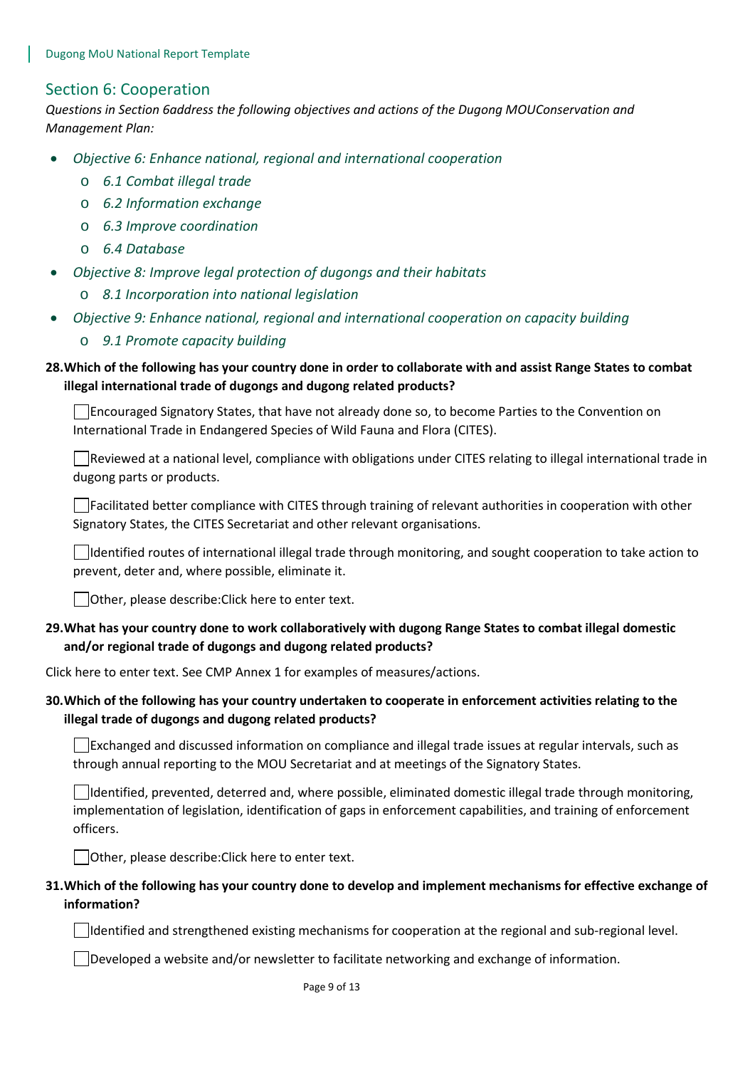## Section 6: Cooperation

*Questions in Section 6address the following objectives and actions of the Dugong MOUConservation and Management Plan:*

- *Objective 6: Enhance national, regional and international cooperation*
  - *6.1 Combat illegal trade*
  - *6.2 Information exchange*
  - *6.3 Improve coordination*
  - *6.4 Database*
- *Objective 8: Improve legal protection of dugongs and their habitats*
  - *8.1 Incorporation into national legislation*
- *Objective 9: Enhance national, regional and international cooperation on capacity building*
  - *9.1 Promote capacity building*

**28. Which of the following has your country done in order to collaborate with and assist Range States to combat illegal international trade of dugongs and dugong related products?**

☐ Encouraged Signatory States, that have not already done so, to become Parties to the Convention on International Trade in Endangered Species of Wild Fauna and Flora (CITES).

☐ Reviewed at a national level, compliance with obligations under CITES relating to illegal international trade in dugong parts or products.

☐ Facilitated better compliance with CITES through training of relevant authorities in cooperation with other Signatory States, the CITES Secretariat and other relevant organisations.

☐ Identified routes of international illegal trade through monitoring, and sought cooperation to take action to prevent, deter and, where possible, eliminate it.

☐ Other, please describe:Click here to enter text.

**29. What has your country done to work collaboratively with dugong Range States to combat illegal domestic and/or regional trade of dugongs and dugong related products?**

Click here to enter text. See CMP Annex 1 for examples of measures/actions.

**30. Which of the following has your country undertaken to cooperate in enforcement activities relating to the illegal trade of dugongs and dugong related products?**

☐ Exchanged and discussed information on compliance and illegal trade issues at regular intervals, such as through annual reporting to the MOU Secretariat and at meetings of the Signatory States.

☐ Identified, prevented, deterred and, where possible, eliminated domestic illegal trade through monitoring, implementation of legislation, identification of gaps in enforcement capabilities, and training of enforcement officers.

☐ Other, please describe:Click here to enter text.

**31. Which of the following has your country done to develop and implement mechanisms for effective exchange of information?**

☐ Identified and strengthened existing mechanisms for cooperation at the regional and sub-regional level.

☐ Developed a website and/or newsletter to facilitate networking and exchange of information.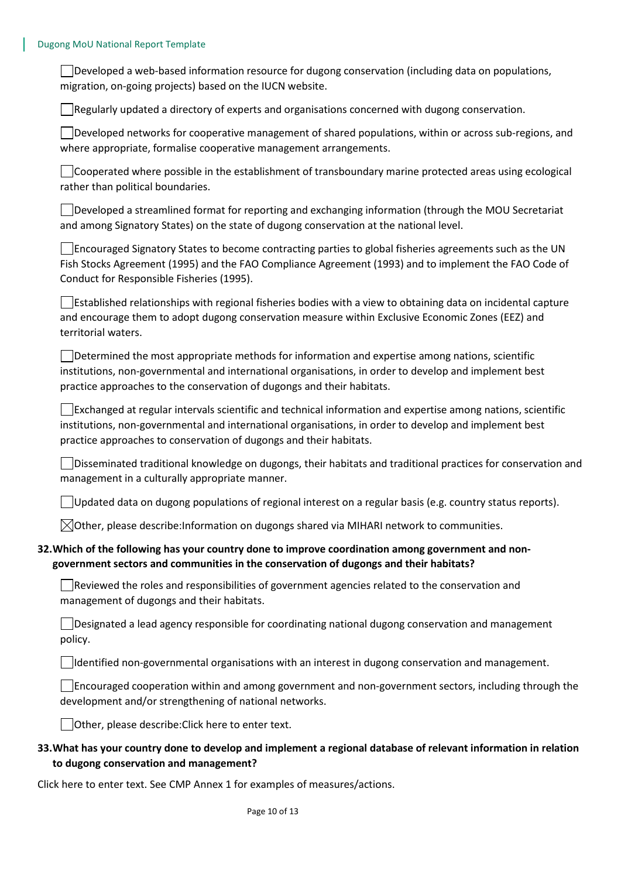- [ ] Developed a web-based information resource for dugong conservation (including data on populations, migration, on-going projects) based on the IUCN website.
- [ ] Regularly updated a directory of experts and organisations concerned with dugong conservation.
- [ ] Developed networks for cooperative management of shared populations, within or across sub-regions, and where appropriate, formalise cooperative management arrangements.
- [ ] Cooperated where possible in the establishment of transboundary marine protected areas using ecological rather than political boundaries.
- [ ] Developed a streamlined format for reporting and exchanging information (through the MOU Secretariat and among Signatory States) on the state of dugong conservation at the national level.
- [ ] Encouraged Signatory States to become contracting parties to global fisheries agreements such as the UN Fish Stocks Agreement (1995) and the FAO Compliance Agreement (1993) and to implement the FAO Code of Conduct for Responsible Fisheries (1995).
- [ ] Established relationships with regional fisheries bodies with a view to obtaining data on incidental capture and encourage them to adopt dugong conservation measure within Exclusive Economic Zones (EEZ) and territorial waters.
- [ ] Determined the most appropriate methods for information and expertise among nations, scientific institutions, non-governmental and international organisations, in order to develop and implement best practice approaches to the conservation of dugongs and their habitats.
- [ ] Exchanged at regular intervals scientific and technical information and expertise among nations, scientific institutions, non-governmental and international organisations, in order to develop and implement best practice approaches to conservation of dugongs and their habitats.
- [ ] Disseminated traditional knowledge on dugongs, their habitats and traditional practices for conservation and management in a culturally appropriate manner.
- [ ] Updated data on dugong populations of regional interest on a regular basis (e.g. country status reports).
- [x] Other, please describe:Information on dugongs shared via MIHARI network to communities.

**32. Which of the following has your country done to improve coordination among government and non-government sectors and communities in the conservation of dugongs and their habitats?**

- [ ] Reviewed the roles and responsibilities of government agencies related to the conservation and management of dugongs and their habitats.
- [ ] Designated a lead agency responsible for coordinating national dugong conservation and management policy.
- [ ] Identified non-governmental organisations with an interest in dugong conservation and management.
- [ ] Encouraged cooperation within and among government and non-government sectors, including through the development and/or strengthening of national networks.
- [ ] Other, please describe:Click here to enter text.

**33. What has your country done to develop and implement a regional database of relevant information in relation to dugong conservation and management?**

Click here to enter text. See CMP Annex 1 for examples of measures/actions.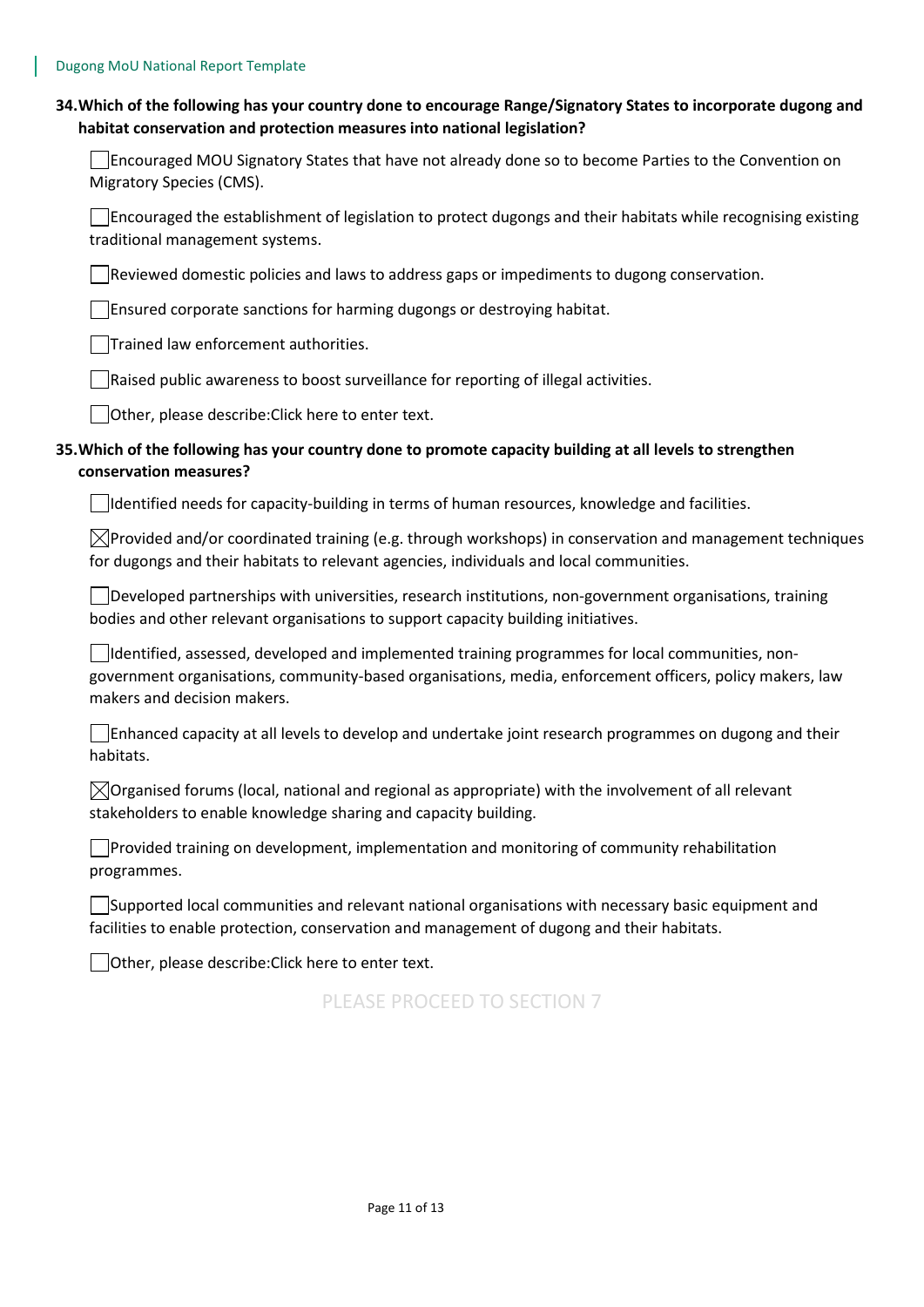**34. Which of the following has your country done to encourage Range/Signatory States to incorporate dugong and habitat conservation and protection measures into national legislation?**

- ☐ Encouraged MOU Signatory States that have not already done so to become Parties to the Convention on Migratory Species (CMS).
- ☐ Encouraged the establishment of legislation to protect dugongs and their habitats while recognising existing traditional management systems.
- ☐ Reviewed domestic policies and laws to address gaps or impediments to dugong conservation.
- ☐ Ensured corporate sanctions for harming dugongs or destroying habitat.
- ☐ Trained law enforcement authorities.
- ☐ Raised public awareness to boost surveillance for reporting of illegal activities.
- ☐ Other, please describe:Click here to enter text.

**35. Which of the following has your country done to promote capacity building at all levels to strengthen conservation measures?**

- ☐ Identified needs for capacity-building in terms of human resources, knowledge and facilities.
- ☒ Provided and/or coordinated training (e.g. through workshops) in conservation and management techniques for dugongs and their habitats to relevant agencies, individuals and local communities.
- ☐ Developed partnerships with universities, research institutions, non-government organisations, training bodies and other relevant organisations to support capacity building initiatives.
- ☐ Identified, assessed, developed and implemented training programmes for local communities, non-government organisations, community-based organisations, media, enforcement officers, policy makers, law makers and decision makers.
- ☐ Enhanced capacity at all levels to develop and undertake joint research programmes on dugong and their habitats.
- ☒ Organised forums (local, national and regional as appropriate) with the involvement of all relevant stakeholders to enable knowledge sharing and capacity building.
- ☐ Provided training on development, implementation and monitoring of community rehabilitation programmes.
- ☐ Supported local communities and relevant national organisations with necessary basic equipment and facilities to enable protection, conservation and management of dugong and their habitats.
- ☐ Other, please describe:Click here to enter text.

PLEASE PROCEED TO SECTION 7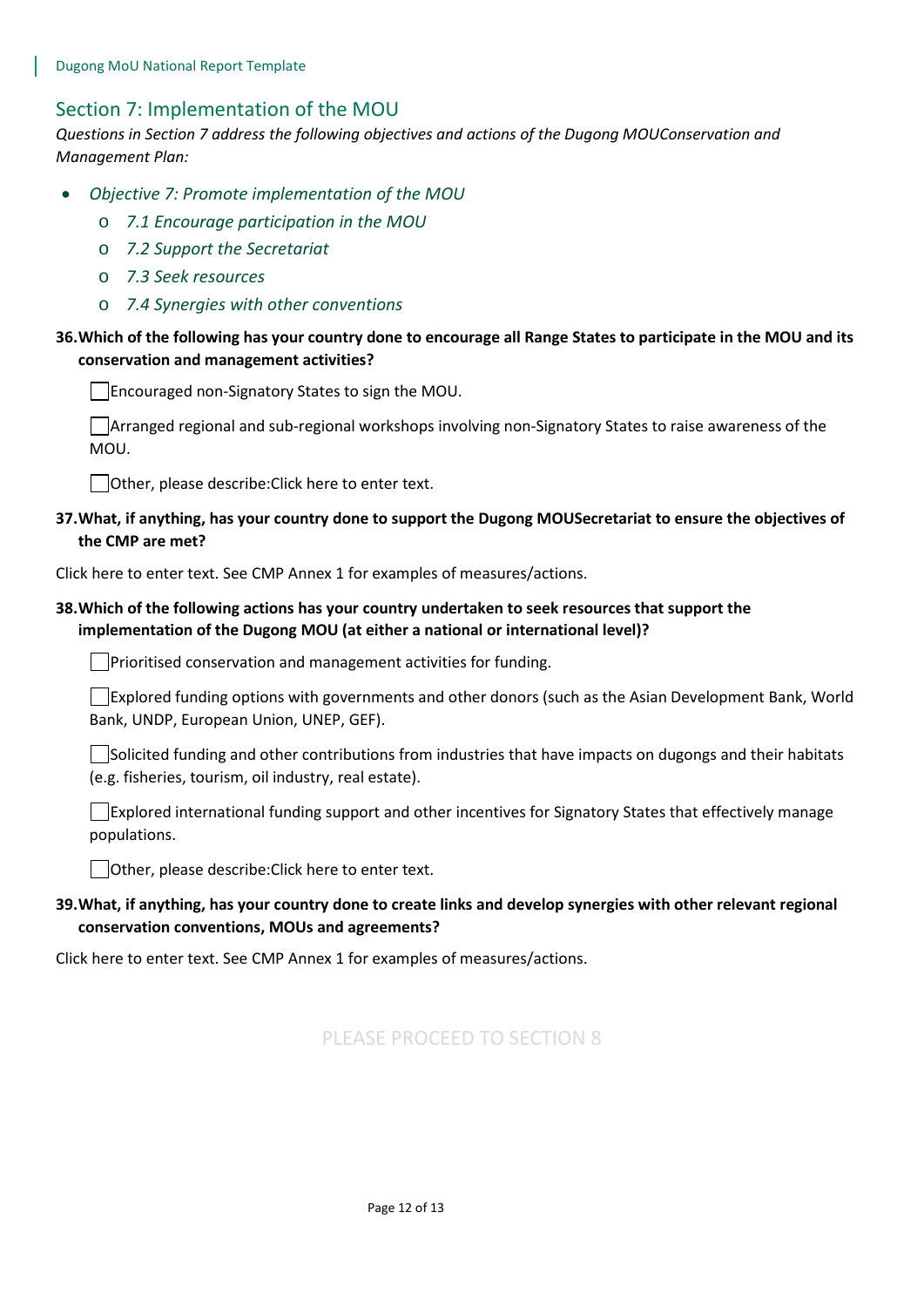## Section 7: Implementation of the MOU

*Questions in Section 7 address the following objectives and actions of the Dugong MOUConservation and Management Plan:*

- *Objective 7: Promote implementation of the MOU*
  - *7.1 Encourage participation in the MOU*
  - *7.2 Support the Secretariat*
  - *7.3 Seek resources*
  - *7.4 Synergies with other conventions*

**36. Which of the following has your country done to encourage all Range States to participate in the MOU and its conservation and management activities?**

- [ ] Encouraged non-Signatory States to sign the MOU.
- [ ] Arranged regional and sub-regional workshops involving non-Signatory States to raise awareness of the MOU.
- [ ] Other, please describe:Click here to enter text.

**37. What, if anything, has your country done to support the Dugong MOUSecretariat to ensure the objectives of the CMP are met?**

Click here to enter text. See CMP Annex 1 for examples of measures/actions.

**38. Which of the following actions has your country undertaken to seek resources that support the implementation of the Dugong MOU (at either a national or international level)?**

- [ ] Prioritised conservation and management activities for funding.
- [ ] Explored funding options with governments and other donors (such as the Asian Development Bank, World Bank, UNDP, European Union, UNEP, GEF).
- [ ] Solicited funding and other contributions from industries that have impacts on dugongs and their habitats (e.g. fisheries, tourism, oil industry, real estate).
- [ ] Explored international funding support and other incentives for Signatory States that effectively manage populations.
- [ ] Other, please describe:Click here to enter text.

**39. What, if anything, has your country done to create links and develop synergies with other relevant regional conservation conventions, MOUs and agreements?**

Click here to enter text. See CMP Annex 1 for examples of measures/actions.

PLEASE PROCEED TO SECTION 8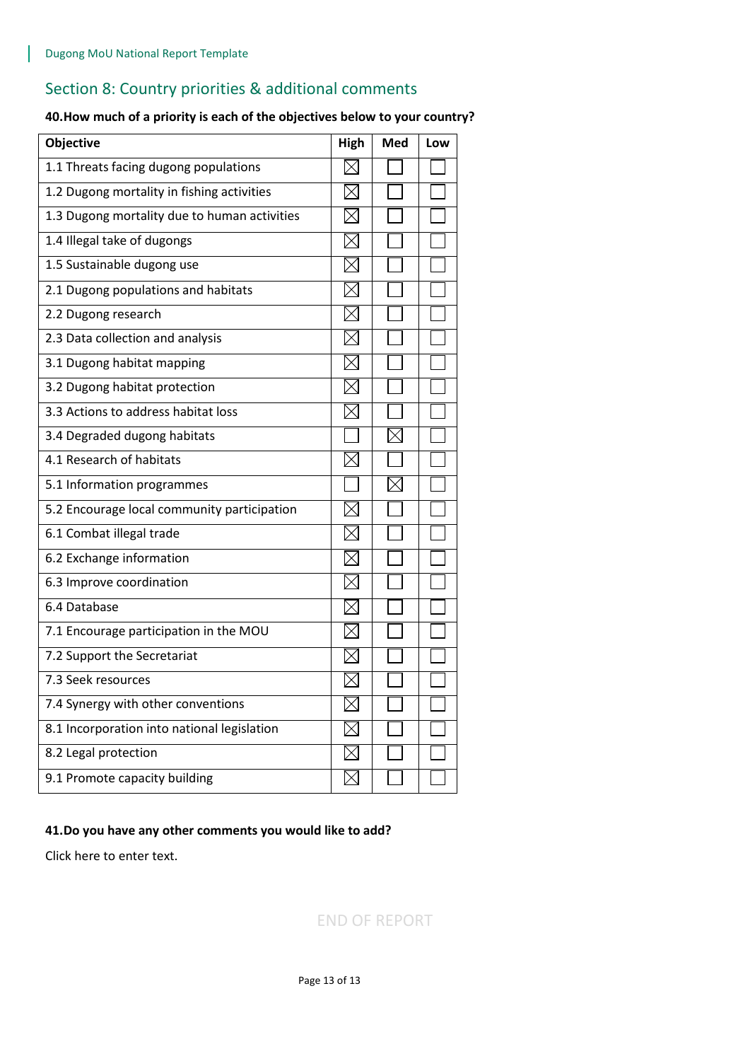## Section 8: Country priorities & additional comments

**40. How much of a priority is each of the objectives below to your country?**

| Objective | High | Med | Low |
|---|---|---|---|
| 1.1 Threats facing dugong populations | ☒ | ☐ | ☐ |
| 1.2 Dugong mortality in fishing activities | ☒ | ☐ | ☐ |
| 1.3 Dugong mortality due to human activities | ☒ | ☐ | ☐ |
| 1.4 Illegal take of dugongs | ☒ | ☐ | ☐ |
| 1.5 Sustainable dugong use | ☒ | ☐ | ☐ |
| 2.1 Dugong populations and habitats | ☒ | ☐ | ☐ |
| 2.2 Dugong research | ☒ | ☐ | ☐ |
| 2.3 Data collection and analysis | ☒ | ☐ | ☐ |
| 3.1 Dugong habitat mapping | ☒ | ☐ | ☐ |
| 3.2 Dugong habitat protection | ☒ | ☐ | ☐ |
| 3.3 Actions to address habitat loss | ☒ | ☐ | ☐ |
| 3.4 Degraded dugong habitats | ☐ | ☒ | ☐ |
| 4.1 Research of habitats | ☒ | ☐ | ☐ |
| 5.1 Information programmes | ☐ | ☒ | ☐ |
| 5.2 Encourage local community participation | ☒ | ☐ | ☐ |
| 6.1 Combat illegal trade | ☒ | ☐ | ☐ |
| 6.2 Exchange information | ☒ | ☐ | ☐ |
| 6.3 Improve coordination | ☒ | ☐ | ☐ |
| 6.4 Database | ☒ | ☐ | ☐ |
| 7.1 Encourage participation in the MOU | ☒ | ☐ | ☐ |
| 7.2 Support the Secretariat | ☒ | ☐ | ☐ |
| 7.3 Seek resources | ☒ | ☐ | ☐ |
| 7.4 Synergy with other conventions | ☒ | ☐ | ☐ |
| 8.1 Incorporation into national legislation | ☒ | ☐ | ☐ |
| 8.2 Legal protection | ☒ | ☐ | ☐ |
| 9.1 Promote capacity building | ☒ | ☐ | ☐ |

**41. Do you have any other comments you would like to add?**

Click here to enter text.

END OF REPORT